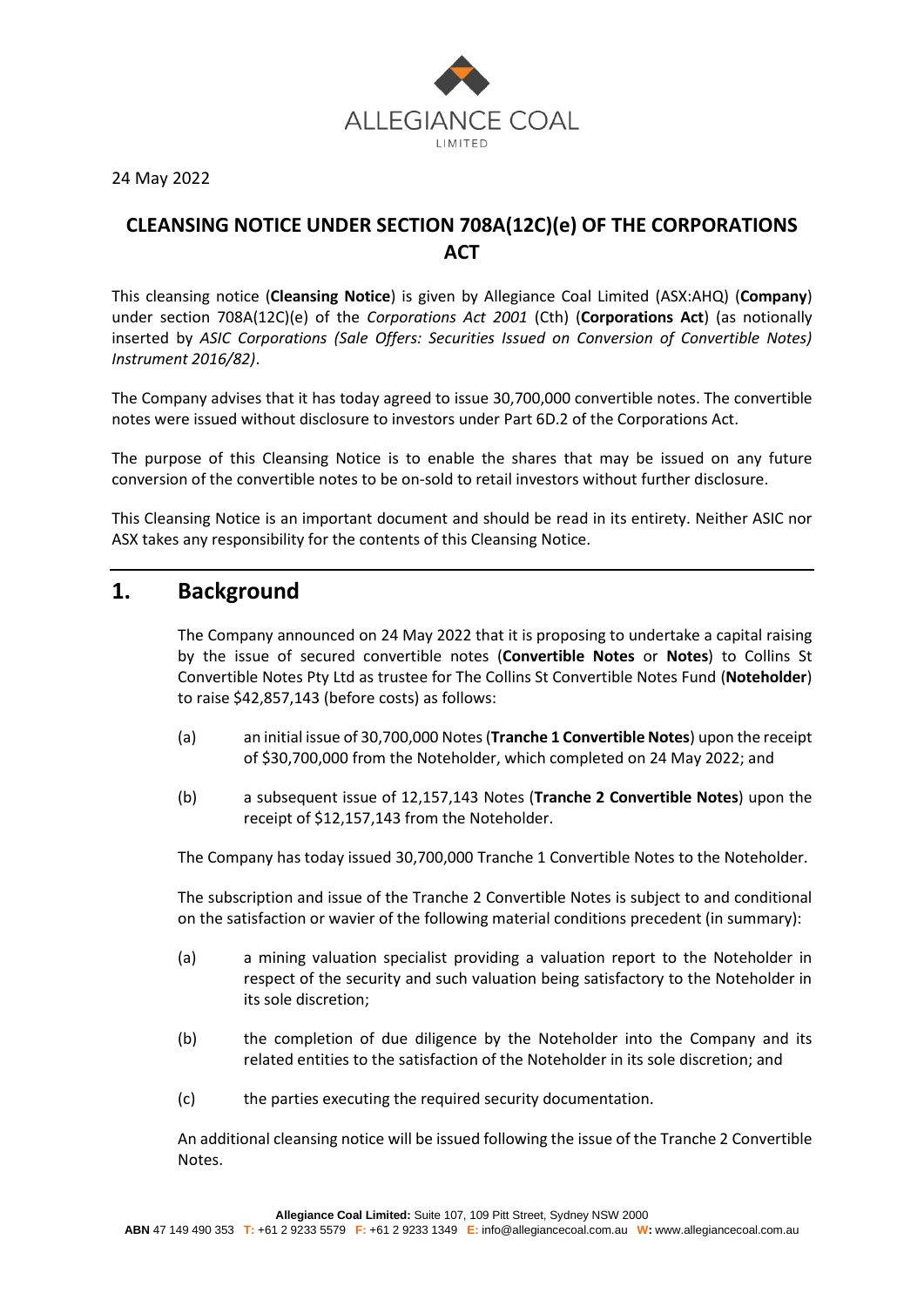ALLEGIANCE COAL LIMITED

24 May 2022

# CLEANSING NOTICE UNDER SECTION 708A(12C)(e) OF THE CORPORATIONS ACT

This cleansing notice (**Cleansing Notice**) is given by Allegiance Coal Limited (ASX:AHQ) (**Company**) under section 708A(12C)(e) of the *Corporations Act 2001* (Cth) (**Corporations Act**) (as notionally inserted by *ASIC Corporations (Sale Offers: Securities Issued on Conversion of Convertible Notes) Instrument 2016/82)*.

The Company advises that it has today agreed to issue 30,700,000 convertible notes. The convertible notes were issued without disclosure to investors under Part 6D.2 of the Corporations Act.

The purpose of this Cleansing Notice is to enable the shares that may be issued on any future conversion of the convertible notes to be on-sold to retail investors without further disclosure.

This Cleansing Notice is an important document and should be read in its entirety. Neither ASIC nor ASX takes any responsibility for the contents of this Cleansing Notice.

## 1. Background

The Company announced on 24 May 2022 that it is proposing to undertake a capital raising by the issue of secured convertible notes (**Convertible Notes** or **Notes**) to Collins St Convertible Notes Pty Ltd as trustee for The Collins St Convertible Notes Fund (**Noteholder**) to raise $42,857,143 (before costs) as follows:

(a) an initial issue of 30,700,000 Notes (**Tranche 1 Convertible Notes**) upon the receipt of $30,700,000 from the Noteholder, which completed on 24 May 2022; and

(b) a subsequent issue of 12,157,143 Notes (**Tranche 2 Convertible Notes**) upon the receipt of $12,157,143 from the Noteholder.

The Company has today issued 30,700,000 Tranche 1 Convertible Notes to the Noteholder.

The subscription and issue of the Tranche 2 Convertible Notes is subject to and conditional on the satisfaction or wavier of the following material conditions precedent (in summary):

(a) a mining valuation specialist providing a valuation report to the Noteholder in respect of the security and such valuation being satisfactory to the Noteholder in its sole discretion;

(b) the completion of due diligence by the Noteholder into the Company and its related entities to the satisfaction of the Noteholder in its sole discretion; and

(c) the parties executing the required security documentation.

An additional cleansing notice will be issued following the issue of the Tranche 2 Convertible Notes.

**Allegiance Coal Limited:** Suite 107, 109 Pitt Street, Sydney NSW 2000
**ABN** 47 149 490 353 **T:** +61 2 9233 5579 **F:** +61 2 9233 1349 **E:** info@allegiancecoal.com.au **W:** www.allegiancecoal.com.au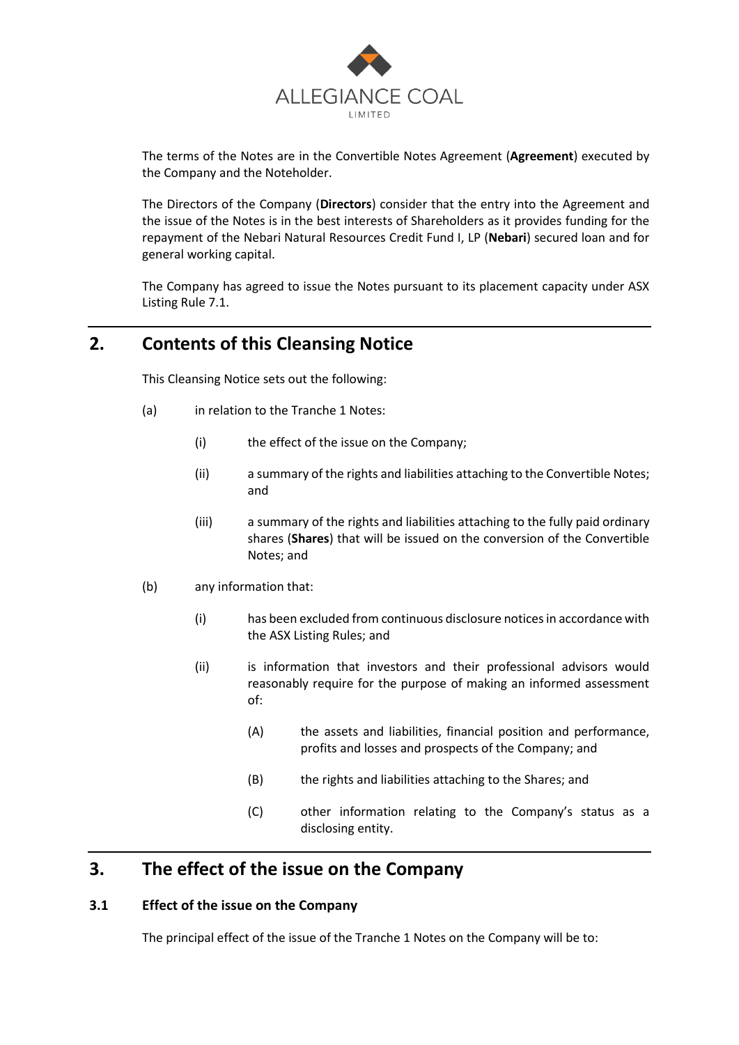The terms of the Notes are in the Convertible Notes Agreement (**Agreement**) executed by the Company and the Noteholder.

The Directors of the Company (**Directors**) consider that the entry into the Agreement and the issue of the Notes is in the best interests of Shareholders as it provides funding for the repayment of the Nebari Natural Resources Credit Fund I, LP (**Nebari**) secured loan and for general working capital.

The Company has agreed to issue the Notes pursuant to its placement capacity under ASX Listing Rule 7.1.

## 2. Contents of this Cleansing Notice

This Cleansing Notice sets out the following:

(a) in relation to the Tranche 1 Notes:

(i) the effect of the issue on the Company;

(ii) a summary of the rights and liabilities attaching to the Convertible Notes; and

(iii) a summary of the rights and liabilities attaching to the fully paid ordinary shares (**Shares**) that will be issued on the conversion of the Convertible Notes; and

(b) any information that:

(i) has been excluded from continuous disclosure notices in accordance with the ASX Listing Rules; and

(ii) is information that investors and their professional advisors would reasonably require for the purpose of making an informed assessment of:

(A) the assets and liabilities, financial position and performance, profits and losses and prospects of the Company; and

(B) the rights and liabilities attaching to the Shares; and

(C) other information relating to the Company's status as a disclosing entity.

## 3. The effect of the issue on the Company

### 3.1 Effect of the issue on the Company

The principal effect of the issue of the Tranche 1 Notes on the Company will be to: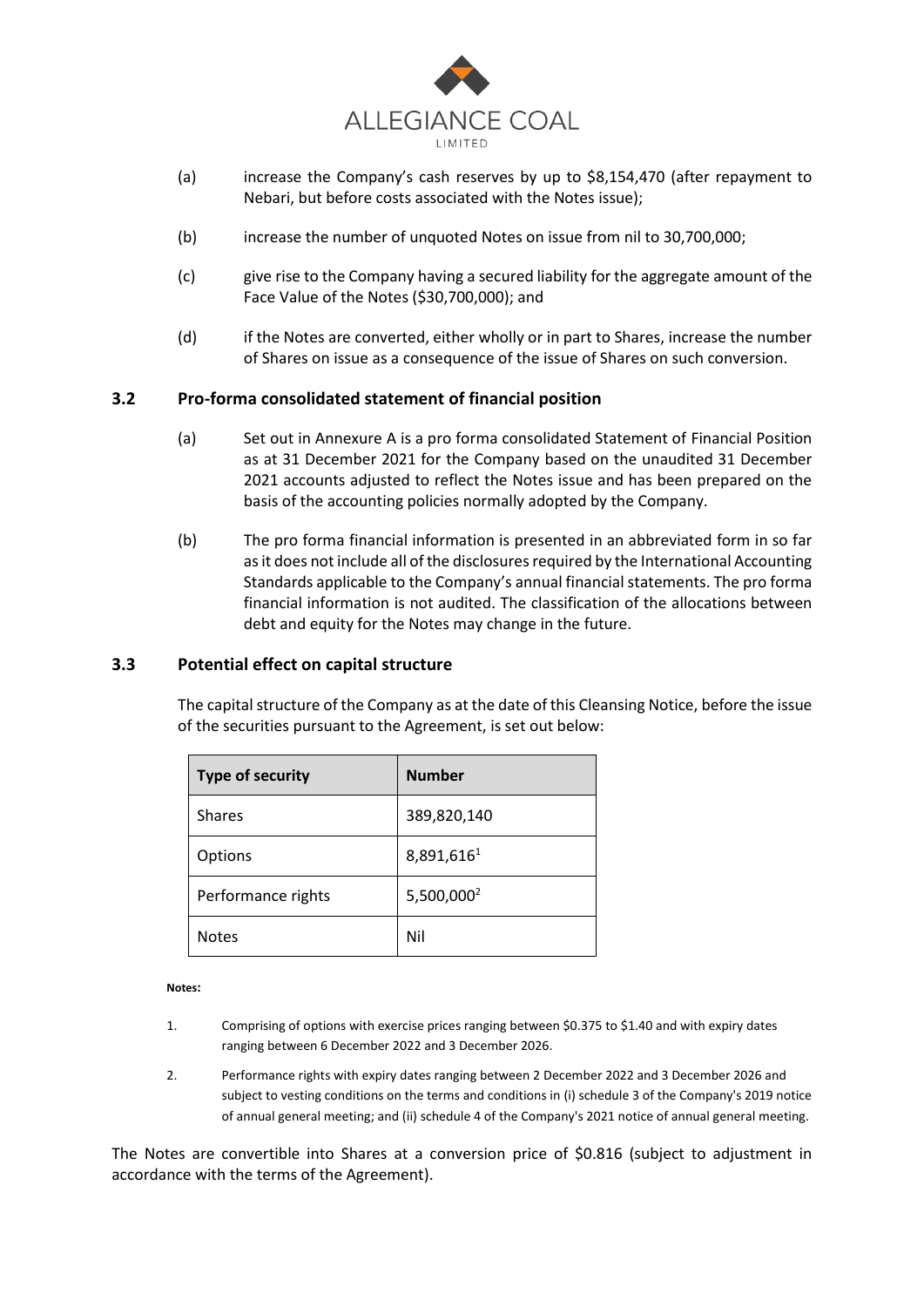(a) increase the Company's cash reserves by up to $8,154,470 (after repayment to Nebari, but before costs associated with the Notes issue);

(b) increase the number of unquoted Notes on issue from nil to 30,700,000;

(c) give rise to the Company having a secured liability for the aggregate amount of the Face Value of the Notes ($30,700,000); and

(d) if the Notes are converted, either wholly or in part to Shares, increase the number of Shares on issue as a consequence of the issue of Shares on such conversion.

## 3.2 Pro-forma consolidated statement of financial position

(a) Set out in Annexure A is a pro forma consolidated Statement of Financial Position as at 31 December 2021 for the Company based on the unaudited 31 December 2021 accounts adjusted to reflect the Notes issue and has been prepared on the basis of the accounting policies normally adopted by the Company.

(b) The pro forma financial information is presented in an abbreviated form in so far as it does not include all of the disclosures required by the International Accounting Standards applicable to the Company's annual financial statements. The pro forma financial information is not audited. The classification of the allocations between debt and equity for the Notes may change in the future.

## 3.3 Potential effect on capital structure

The capital structure of the Company as at the date of this Cleansing Notice, before the issue of the securities pursuant to the Agreement, is set out below:

| Type of security | Number |
|---|---|
| Shares | 389,820,140 |
| Options | 8,891,616[1] |
| Performance rights | 5,500,000[2] |
| Notes | Nil |

**Notes:**

1. Comprising of options with exercise prices ranging between $0.375 to $1.40 and with expiry dates ranging between 6 December 2022 and 3 December 2026.

2. Performance rights with expiry dates ranging between 2 December 2022 and 3 December 2026 and subject to vesting conditions on the terms and conditions in (i) schedule 3 of the Company's 2019 notice of annual general meeting; and (ii) schedule 4 of the Company's 2021 notice of annual general meeting.

The Notes are convertible into Shares at a conversion price of $0.816 (subject to adjustment in accordance with the terms of the Agreement).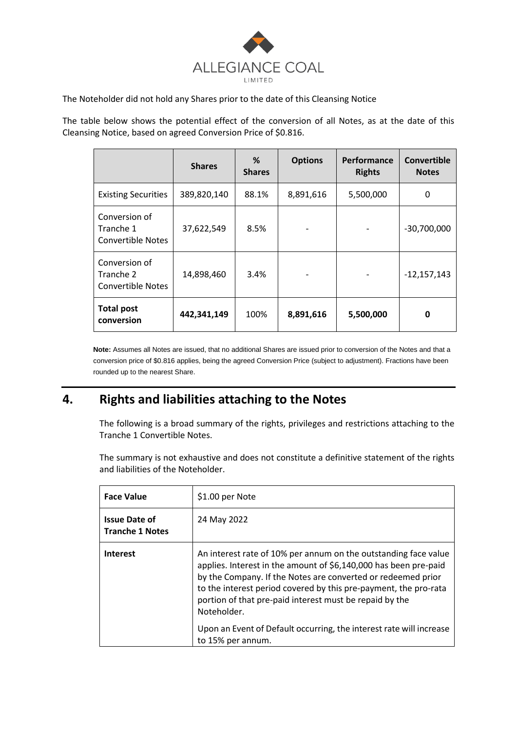The Noteholder did not hold any Shares prior to the date of this Cleansing Notice

The table below shows the potential effect of the conversion of all Notes, as at the date of this Cleansing Notice, based on agreed Conversion Price of $0.816.

| | Shares | % Shares | Options | Performance Rights | Convertible Notes |
|---|---|---|---|---|---|
| Existing Securities | 389,820,140 | 88.1% | 8,891,616 | 5,500,000 | 0 |
| Conversion of Tranche 1 Convertible Notes | 37,622,549 | 8.5% | - | - | -30,700,000 |
| Conversion of Tranche 2 Convertible Notes | 14,898,460 | 3.4% | - | - | -12,157,143 |
| **Total post conversion** | **442,341,149** | 100% | **8,891,616** | **5,500,000** | **0** |

**Note:** Assumes all Notes are issued, that no additional Shares are issued prior to conversion of the Notes and that a conversion price of $0.816 applies, being the agreed Conversion Price (subject to adjustment). Fractions have been rounded up to the nearest Share.

## 4. Rights and liabilities attaching to the Notes

The following is a broad summary of the rights, privileges and restrictions attaching to the Tranche 1 Convertible Notes.

The summary is not exhaustive and does not constitute a definitive statement of the rights and liabilities of the Noteholder.

| | |
|---|---|
| **Face Value** | $1.00 per Note |
| **Issue Date of Tranche 1 Notes** | 24 May 2022 |
| **Interest** | An interest rate of 10% per annum on the outstanding face value applies. Interest in the amount of $6,140,000 has been pre-paid by the Company. If the Notes are converted or redeemed prior to the interest period covered by this pre-payment, the pro-rata portion of that pre-paid interest must be repaid by the Noteholder.<br><br>Upon an Event of Default occurring, the interest rate will increase to 15% per annum. |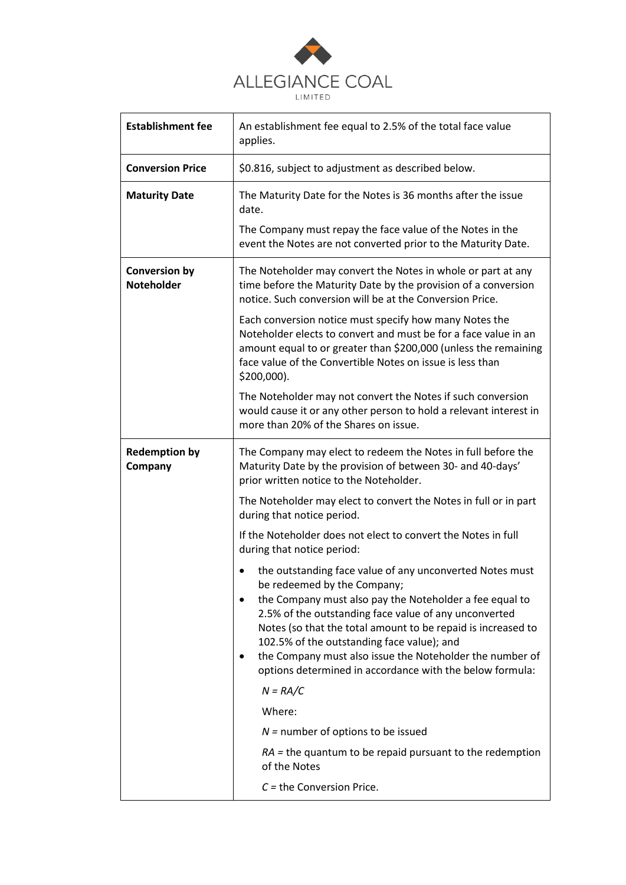| | |
|---|---|
| **Establishment fee** | An establishment fee equal to 2.5% of the total face value applies. |
| **Conversion Price** | $0.816, subject to adjustment as described below. |
| **Maturity Date** | The Maturity Date for the Notes is 36 months after the issue date.<br><br>The Company must repay the face value of the Notes in the event the Notes are not converted prior to the Maturity Date. |
| **Conversion by Noteholder** | The Noteholder may convert the Notes in whole or part at any time before the Maturity Date by the provision of a conversion notice. Such conversion will be at the Conversion Price.<br><br>Each conversion notice must specify how many Notes the Noteholder elects to convert and must be for a face value in an amount equal to or greater than $200,000 (unless the remaining face value of the Convertible Notes on issue is less than $200,000).<br><br>The Noteholder may not convert the Notes if such conversion would cause it or any other person to hold a relevant interest in more than 20% of the Shares on issue. |
| **Redemption by Company** | The Company may elect to redeem the Notes in full before the Maturity Date by the provision of between 30- and 40-days' prior written notice to the Noteholder.<br><br>The Noteholder may elect to convert the Notes in full or in part during that notice period.<br><br>If the Noteholder does not elect to convert the Notes in full during that notice period:<br><br>• the outstanding face value of any unconverted Notes must be redeemed by the Company;<br>• the Company must also pay the Noteholder a fee equal to 2.5% of the outstanding face value of any unconverted Notes (so that the total amount to be repaid is increased to 102.5% of the outstanding face value); and<br>• the Company must also issue the Noteholder the number of options determined in accordance with the below formula:<br><br>$N = RA/C$<br><br>Where:<br><br>$N$ = number of options to be issued<br><br>$RA$ = the quantum to be repaid pursuant to the redemption of the Notes<br><br>$C$ = the Conversion Price. |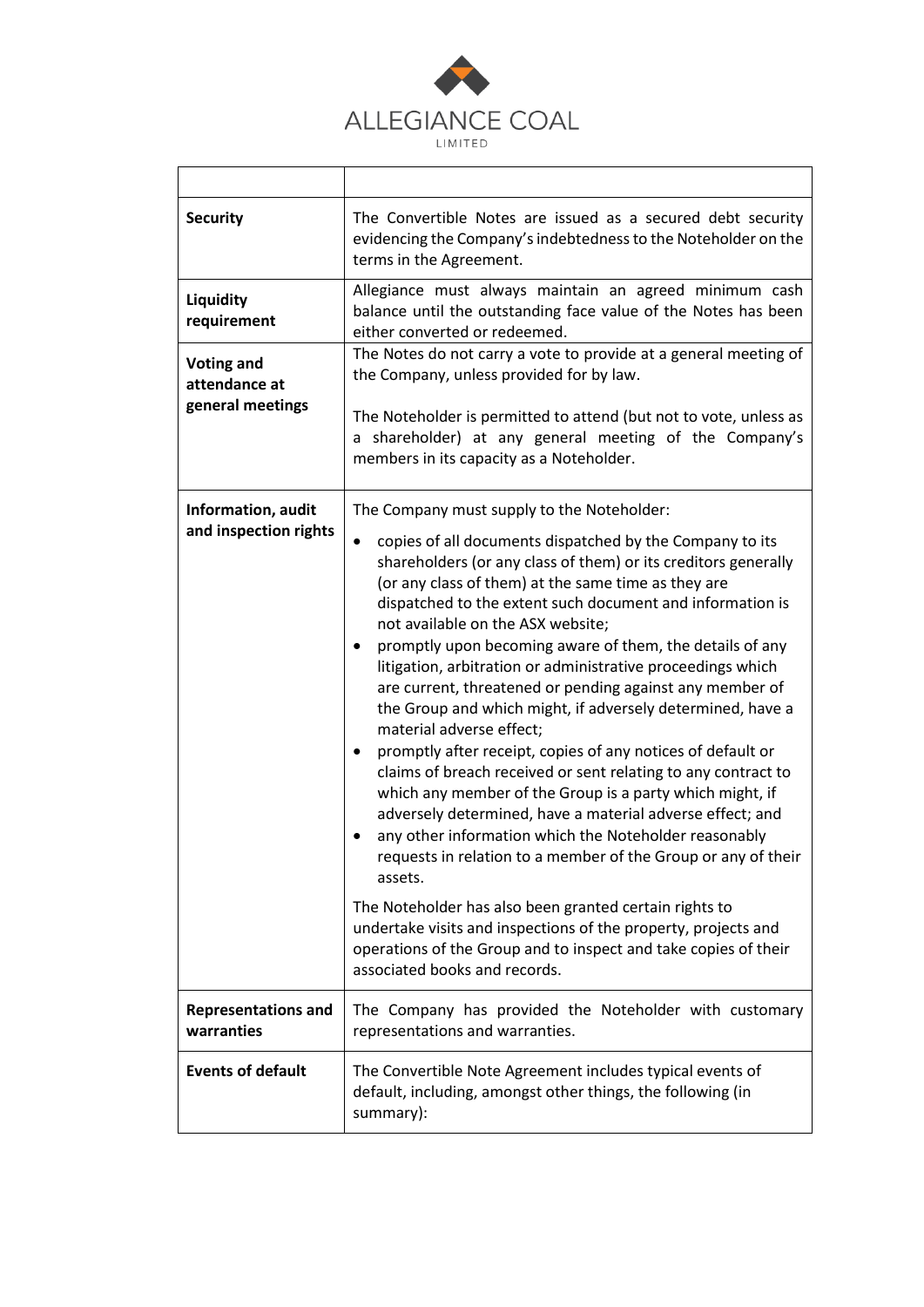| | |
|---|---|
| **Security** | The Convertible Notes are issued as a secured debt security evidencing the Company's indebtedness to the Noteholder on the terms in the Agreement. |
| **Liquidity requirement** | Allegiance must always maintain an agreed minimum cash balance until the outstanding face value of the Notes has been either converted or redeemed. |
| **Voting and attendance at general meetings** | The Notes do not carry a vote to provide at a general meeting of the Company, unless provided for by law.<br><br>The Noteholder is permitted to attend (but not to vote, unless as a shareholder) at any general meeting of the Company's members in its capacity as a Noteholder. |
| **Information, audit and inspection rights** | The Company must supply to the Noteholder:<br>• copies of all documents dispatched by the Company to its shareholders (or any class of them) or its creditors generally (or any class of them) at the same time as they are dispatched to the extent such document and information is not available on the ASX website;<br>• promptly upon becoming aware of them, the details of any litigation, arbitration or administrative proceedings which are current, threatened or pending against any member of the Group and which might, if adversely determined, have a material adverse effect;<br>• promptly after receipt, copies of any notices of default or claims of breach received or sent relating to any contract to which any member of the Group is a party which might, if adversely determined, have a material adverse effect; and<br>• any other information which the Noteholder reasonably requests in relation to a member of the Group or any of their assets.<br><br>The Noteholder has also been granted certain rights to undertake visits and inspections of the property, projects and operations of the Group and to inspect and take copies of their associated books and records. |
| **Representations and warranties** | The Company has provided the Noteholder with customary representations and warranties. |
| **Events of default** | The Convertible Note Agreement includes typical events of default, including, amongst other things, the following (in summary): |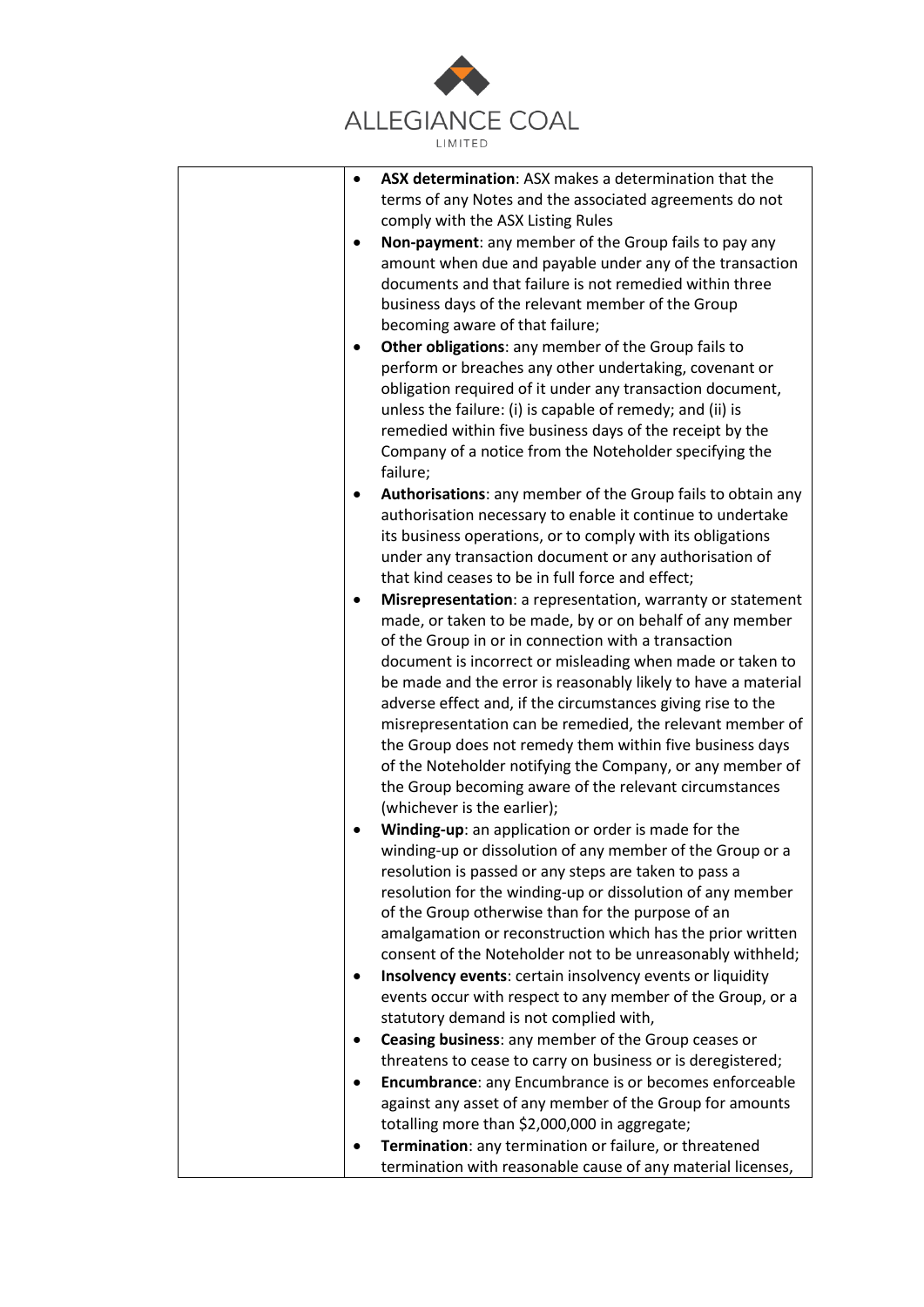| | |
|---|---|
| | <ul><li>**ASX determination**: ASX makes a determination that the terms of any Notes and the associated agreements do not comply with the ASX Listing Rules</li><li>**Non-payment**: any member of the Group fails to pay any amount when due and payable under any of the transaction documents and that failure is not remedied within three business days of the relevant member of the Group becoming aware of that failure;</li><li>**Other obligations**: any member of the Group fails to perform or breaches any other undertaking, covenant or obligation required of it under any transaction document, unless the failure: (i) is capable of remedy; and (ii) is remedied within five business days of the receipt by the Company of a notice from the Noteholder specifying the failure;</li><li>**Authorisations**: any member of the Group fails to obtain any authorisation necessary to enable it continue to undertake its business operations, or to comply with its obligations under any transaction document or any authorisation of that kind ceases to be in full force and effect;</li><li>**Misrepresentation**: a representation, warranty or statement made, or taken to be made, by or on behalf of any member of the Group in or in connection with a transaction document is incorrect or misleading when made or taken to be made and the error is reasonably likely to have a material adverse effect and, if the circumstances giving rise to the misrepresentation can be remedied, the relevant member of the Group does not remedy them within five business days of the Noteholder notifying the Company, or any member of the Group becoming aware of the relevant circumstances (whichever is the earlier);</li><li>**Winding-up**: an application or order is made for the winding-up or dissolution of any member of the Group or a resolution is passed or any steps are taken to pass a resolution for the winding-up or dissolution of any member of the Group otherwise than for the purpose of an amalgamation or reconstruction which has the prior written consent of the Noteholder not to be unreasonably withheld;</li><li>**Insolvency events**: certain insolvency events or liquidity events occur with respect to any member of the Group, or a statutory demand is not complied with,</li><li>**Ceasing business**: any member of the Group ceases or threatens to cease to carry on business or is deregistered;</li><li>**Encumbrance**: any Encumbrance is or becomes enforceable against any asset of any member of the Group for amounts totalling more than $2,000,000 in aggregate;</li><li>**Termination**: any termination or failure, or threatened termination with reasonable cause of any material licenses,</li></ul> |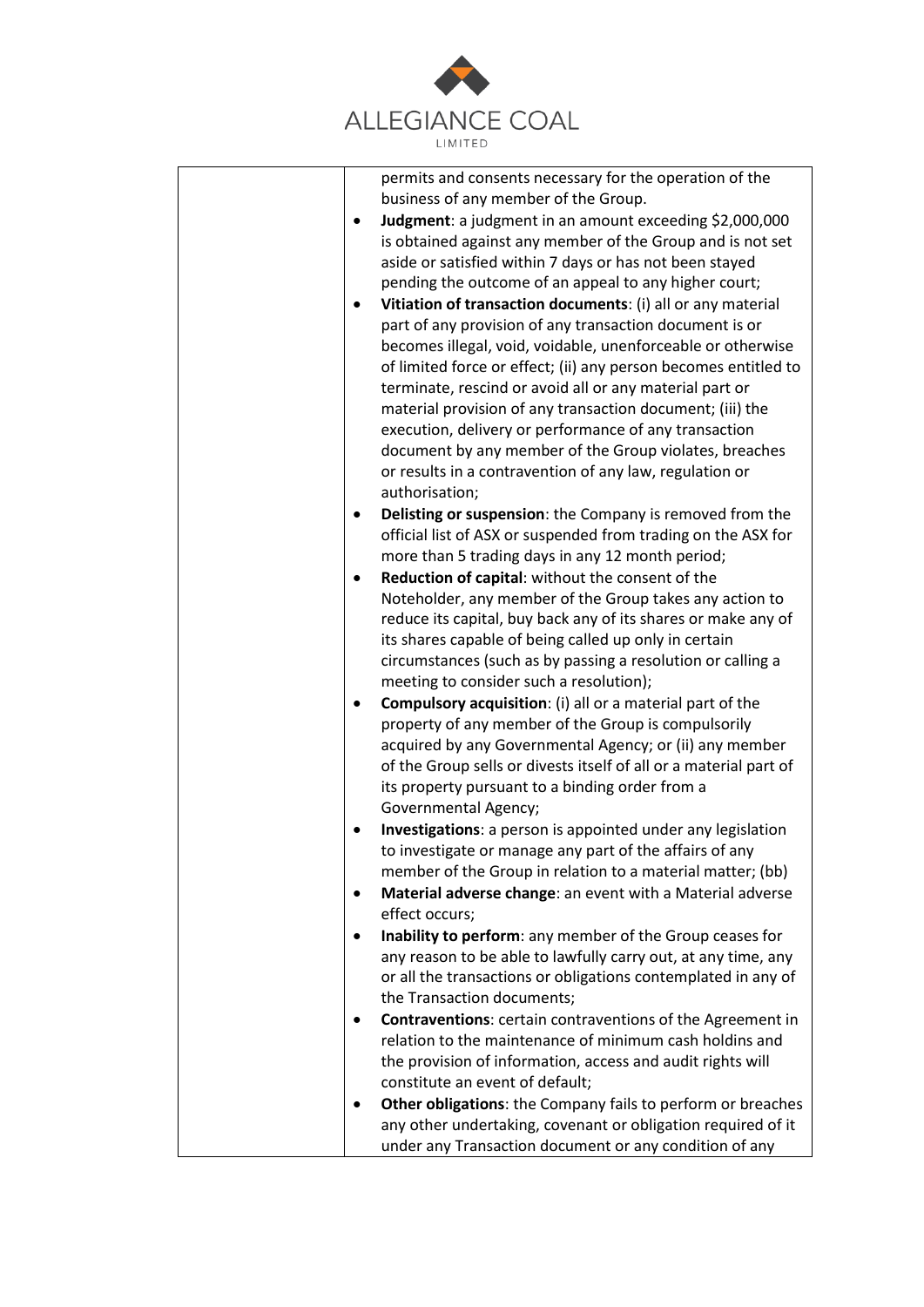| | permits and consents necessary for the operation of the business of any member of the Group.<br>• **Judgment**: a judgment in an amount exceeding $2,000,000 is obtained against any member of the Group and is not set aside or satisfied within 7 days or has not been stayed pending the outcome of an appeal to any higher court;<br>• **Vitiation of transaction documents**: (i) all or any material part of any provision of any transaction document is or becomes illegal, void, voidable, unenforceable or otherwise of limited force or effect; (ii) any person becomes entitled to terminate, rescind or avoid all or any material part or material provision of any transaction document; (iii) the execution, delivery or performance of any transaction document by any member of the Group violates, breaches or results in a contravention of any law, regulation or authorisation;<br>• **Delisting or suspension**: the Company is removed from the official list of ASX or suspended from trading on the ASX for more than 5 trading days in any 12 month period;<br>• **Reduction of capital**: without the consent of the Noteholder, any member of the Group takes any action to reduce its capital, buy back any of its shares or make any of its shares capable of being called up only in certain circumstances (such as by passing a resolution or calling a meeting to consider such a resolution);<br>• **Compulsory acquisition**: (i) all or a material part of the property of any member of the Group is compulsorily acquired by any Governmental Agency; or (ii) any member of the Group sells or divests itself of all or a material part of its property pursuant to a binding order from a Governmental Agency;<br>• **Investigations**: a person is appointed under any legislation to investigate or manage any part of the affairs of any member of the Group in relation to a material matter; (bb)<br>• **Material adverse change**: an event with a Material adverse effect occurs;<br>• **Inability to perform**: any member of the Group ceases for any reason to be able to lawfully carry out, at any time, any or all the transactions or obligations contemplated in any of the Transaction documents;<br>• **Contraventions**: certain contraventions of the Agreement in relation to the maintenance of minimum cash holdins and the provision of information, access and audit rights will constitute an event of default;<br>• **Other obligations**: the Company fails to perform or breaches any other undertaking, covenant or obligation required of it under any Transaction document or any condition of any |
|---|---|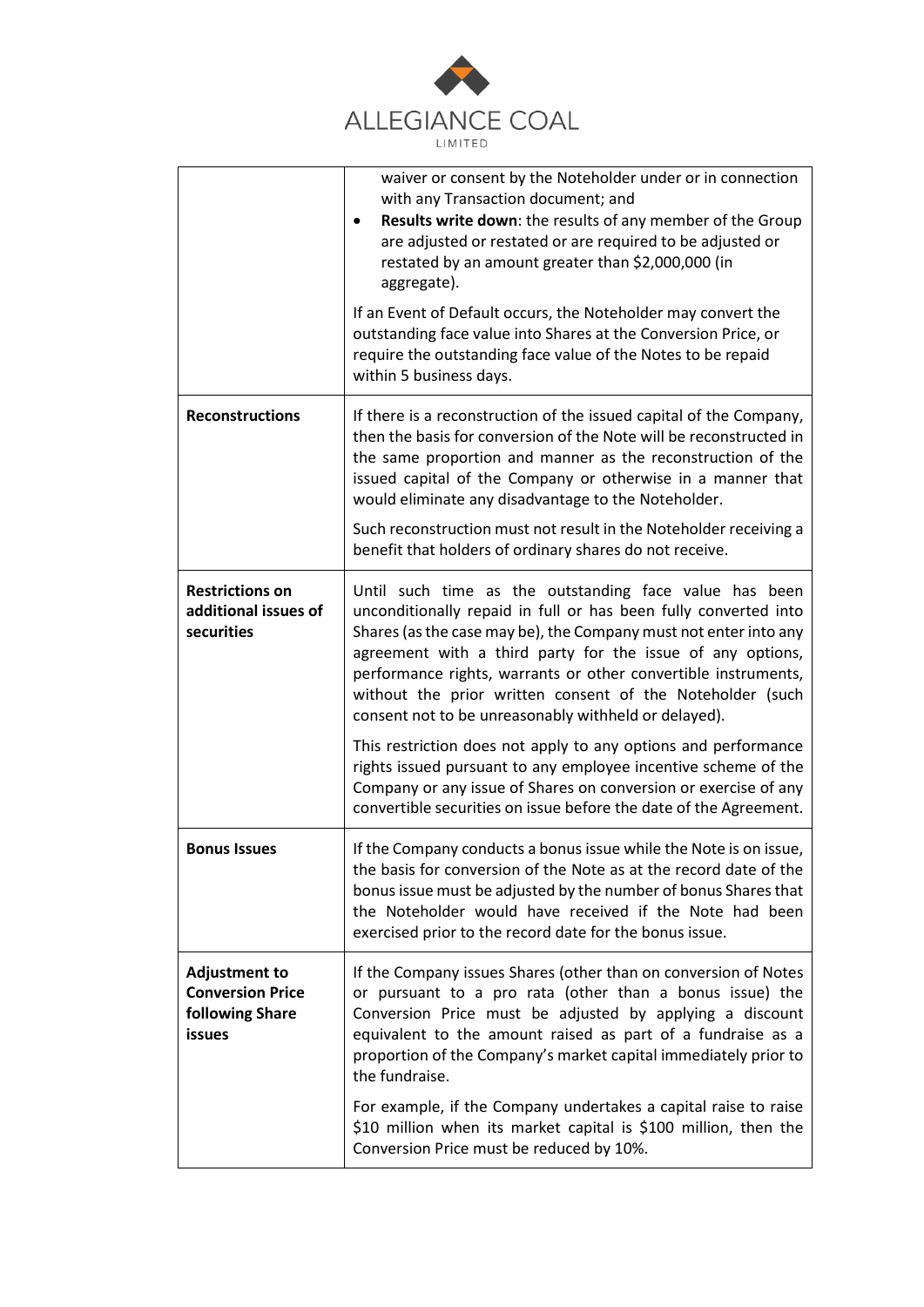| | |
|---|---|
| | waiver or consent by the Noteholder under or in connection with any Transaction document; and<br>• **Results write down**: the results of any member of the Group are adjusted or restated or are required to be adjusted or restated by an amount greater than $2,000,000 (in aggregate).<br><br>If an Event of Default occurs, the Noteholder may convert the outstanding face value into Shares at the Conversion Price, or require the outstanding face value of the Notes to be repaid within 5 business days. |
| **Reconstructions** | If there is a reconstruction of the issued capital of the Company, then the basis for conversion of the Note will be reconstructed in the same proportion and manner as the reconstruction of the issued capital of the Company or otherwise in a manner that would eliminate any disadvantage to the Noteholder.<br><br>Such reconstruction must not result in the Noteholder receiving a benefit that holders of ordinary shares do not receive. |
| **Restrictions on additional issues of securities** | Until such time as the outstanding face value has been unconditionally repaid in full or has been fully converted into Shares (as the case may be), the Company must not enter into any agreement with a third party for the issue of any options, performance rights, warrants or other convertible instruments, without the prior written consent of the Noteholder (such consent not to be unreasonably withheld or delayed).<br><br>This restriction does not apply to any options and performance rights issued pursuant to any employee incentive scheme of the Company or any issue of Shares on conversion or exercise of any convertible securities on issue before the date of the Agreement. |
| **Bonus Issues** | If the Company conducts a bonus issue while the Note is on issue, the basis for conversion of the Note as at the record date of the bonus issue must be adjusted by the number of bonus Shares that the Noteholder would have received if the Note had been exercised prior to the record date for the bonus issue. |
| **Adjustment to Conversion Price following Share issues** | If the Company issues Shares (other than on conversion of Notes or pursuant to a pro rata (other than a bonus issue) the Conversion Price must be adjusted by applying a discount equivalent to the amount raised as part of a fundraise as a proportion of the Company's market capital immediately prior to the fundraise.<br><br>For example, if the Company undertakes a capital raise to raise $10 million when its market capital is $100 million, then the Conversion Price must be reduced by 10%. |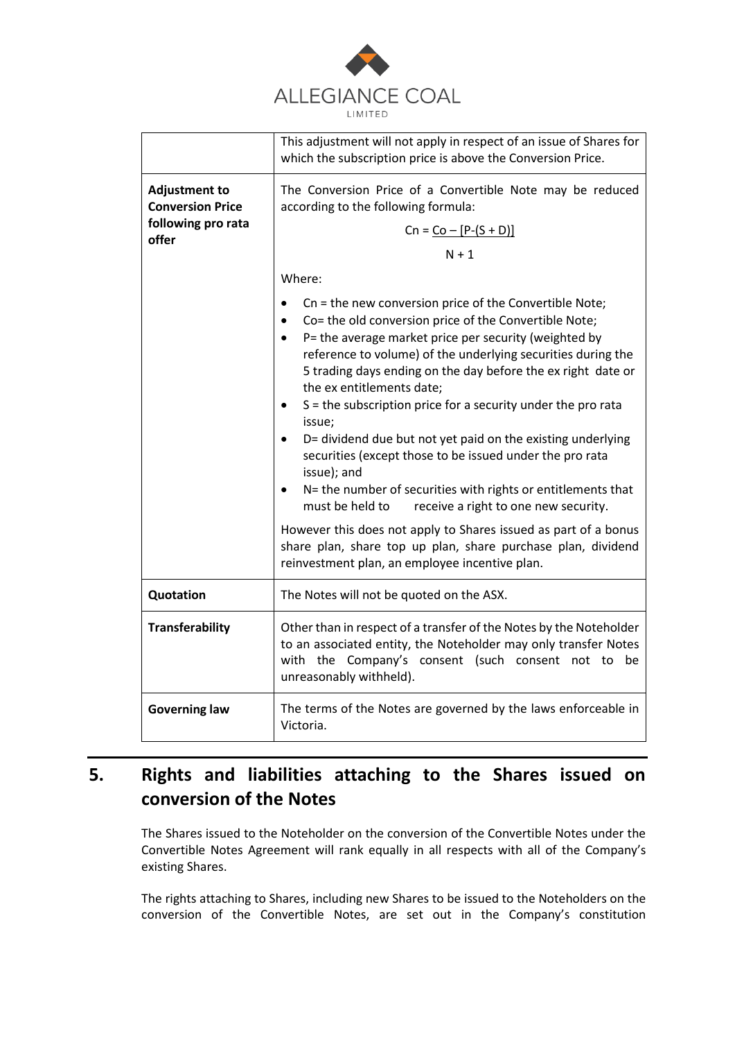| | |
|---|---|
| | This adjustment will not apply in respect of an issue of Shares for which the subscription price is above the Conversion Price. |
| **Adjustment to Conversion Price following pro rata offer** | The Conversion Price of a Convertible Note may be reduced according to the following formula: $$Cn = \frac{Co - [P-(S + D)]}{N + 1}$$ Where: <br>• Cn = the new conversion price of the Convertible Note;<br>• Co= the old conversion price of the Convertible Note;<br>• P= the average market price per security (weighted by reference to volume) of the underlying securities during the 5 trading days ending on the day before the ex right date or the ex entitlements date;<br>• S = the subscription price for a security under the pro rata issue;<br>• D= dividend due but not yet paid on the existing underlying securities (except those to be issued under the pro rata issue); and<br>• N= the number of securities with rights or entitlements that must be held to receive a right to one new security.<br><br>However this does not apply to Shares issued as part of a bonus share plan, share top up plan, share purchase plan, dividend reinvestment plan, an employee incentive plan. |
| **Quotation** | The Notes will not be quoted on the ASX. |
| **Transferability** | Other than in respect of a transfer of the Notes by the Noteholder to an associated entity, the Noteholder may only transfer Notes with the Company's consent (such consent not to be unreasonably withheld). |
| **Governing law** | The terms of the Notes are governed by the laws enforceable in Victoria. |

## 5. Rights and liabilities attaching to the Shares issued on conversion of the Notes

The Shares issued to the Noteholder on the conversion of the Convertible Notes under the Convertible Notes Agreement will rank equally in all respects with all of the Company's existing Shares.

The rights attaching to Shares, including new Shares to be issued to the Noteholders on the conversion of the Convertible Notes, are set out in the Company's constitution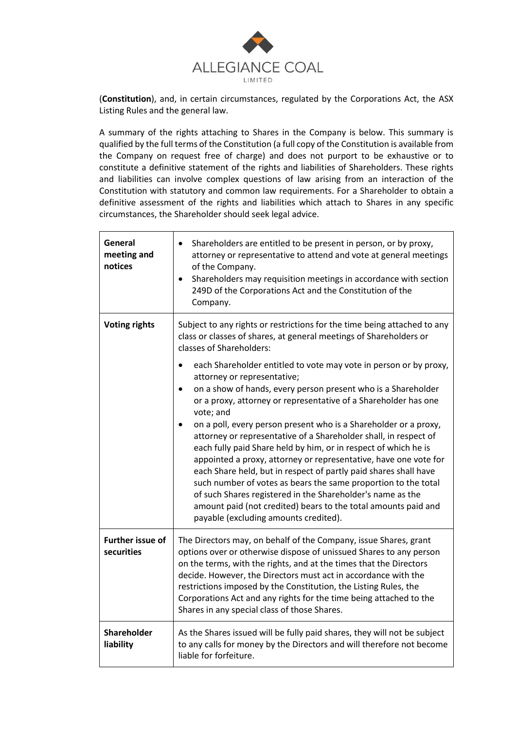(**Constitution**), and, in certain circumstances, regulated by the Corporations Act, the ASX Listing Rules and the general law.

A summary of the rights attaching to Shares in the Company is below. This summary is qualified by the full terms of the Constitution (a full copy of the Constitution is available from the Company on request free of charge) and does not purport to be exhaustive or to constitute a definitive statement of the rights and liabilities of Shareholders. These rights and liabilities can involve complex questions of law arising from an interaction of the Constitution with statutory and common law requirements. For a Shareholder to obtain a definitive assessment of the rights and liabilities which attach to Shares in any specific circumstances, the Shareholder should seek legal advice.

| | |
|---|---|
| **General meeting and notices** | • Shareholders are entitled to be present in person, or by proxy, attorney or representative to attend and vote at general meetings of the Company.<br>• Shareholders may requisition meetings in accordance with section 249D of the Corporations Act and the Constitution of the Company. |
| **Voting rights** | Subject to any rights or restrictions for the time being attached to any class or classes of shares, at general meetings of Shareholders or classes of Shareholders:<br>• each Shareholder entitled to vote may vote in person or by proxy, attorney or representative;<br>• on a show of hands, every person present who is a Shareholder or a proxy, attorney or representative of a Shareholder has one vote; and<br>• on a poll, every person present who is a Shareholder or a proxy, attorney or representative of a Shareholder shall, in respect of each fully paid Share held by him, or in respect of which he is appointed a proxy, attorney or representative, have one vote for each Share held, but in respect of partly paid shares shall have such number of votes as bears the same proportion to the total of such Shares registered in the Shareholder's name as the amount paid (not credited) bears to the total amounts paid and payable (excluding amounts credited). |
| **Further issue of securities** | The Directors may, on behalf of the Company, issue Shares, grant options over or otherwise dispose of unissued Shares to any person on the terms, with the rights, and at the times that the Directors decide. However, the Directors must act in accordance with the restrictions imposed by the Constitution, the Listing Rules, the Corporations Act and any rights for the time being attached to the Shares in any special class of those Shares. |
| **Shareholder liability** | As the Shares issued will be fully paid shares, they will not be subject to any calls for money by the Directors and will therefore not become liable for forfeiture. |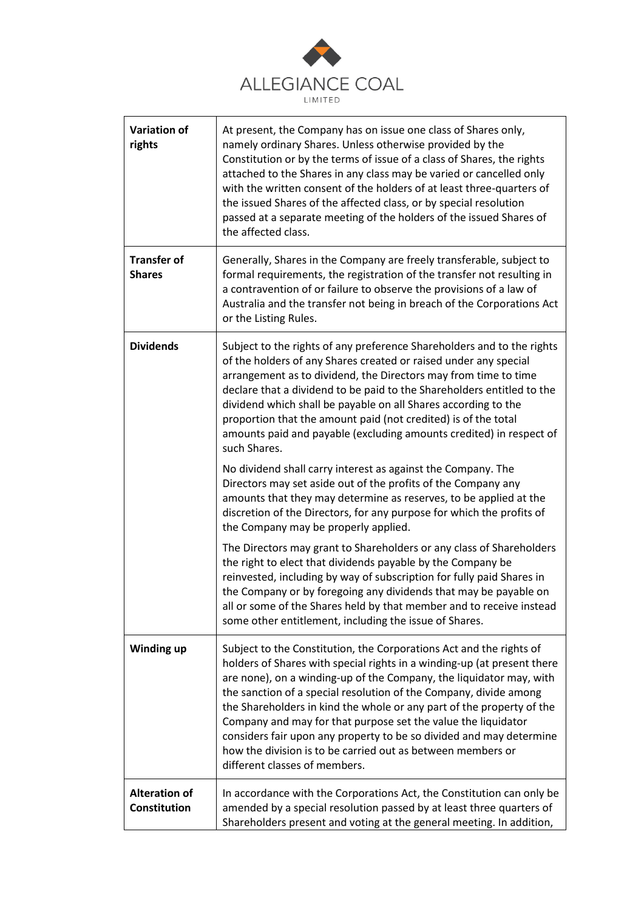| | |
|---|---|
| **Variation of rights** | At present, the Company has on issue one class of Shares only, namely ordinary Shares. Unless otherwise provided by the Constitution or by the terms of issue of a class of Shares, the rights attached to the Shares in any class may be varied or cancelled only with the written consent of the holders of at least three-quarters of the issued Shares of the affected class, or by special resolution passed at a separate meeting of the holders of the issued Shares of the affected class. |
| **Transfer of Shares** | Generally, Shares in the Company are freely transferable, subject to formal requirements, the registration of the transfer not resulting in a contravention of or failure to observe the provisions of a law of Australia and the transfer not being in breach of the Corporations Act or the Listing Rules. |
| **Dividends** | Subject to the rights of any preference Shareholders and to the rights of the holders of any Shares created or raised under any special arrangement as to dividend, the Directors may from time to time declare that a dividend to be paid to the Shareholders entitled to the dividend which shall be payable on all Shares according to the proportion that the amount paid (not credited) is of the total amounts paid and payable (excluding amounts credited) in respect of such Shares.<br><br>No dividend shall carry interest as against the Company. The Directors may set aside out of the profits of the Company any amounts that they may determine as reserves, to be applied at the discretion of the Directors, for any purpose for which the profits of the Company may be properly applied.<br><br>The Directors may grant to Shareholders or any class of Shareholders the right to elect that dividends payable by the Company be reinvested, including by way of subscription for fully paid Shares in the Company or by foregoing any dividends that may be payable on all or some of the Shares held by that member and to receive instead some other entitlement, including the issue of Shares. |
| **Winding up** | Subject to the Constitution, the Corporations Act and the rights of holders of Shares with special rights in a winding-up (at present there are none), on a winding-up of the Company, the liquidator may, with the sanction of a special resolution of the Company, divide among the Shareholders in kind the whole or any part of the property of the Company and may for that purpose set the value the liquidator considers fair upon any property to be so divided and may determine how the division is to be carried out as between members or different classes of members. |
| **Alteration of Constitution** | In accordance with the Corporations Act, the Constitution can only be amended by a special resolution passed by at least three quarters of Shareholders present and voting at the general meeting. In addition, |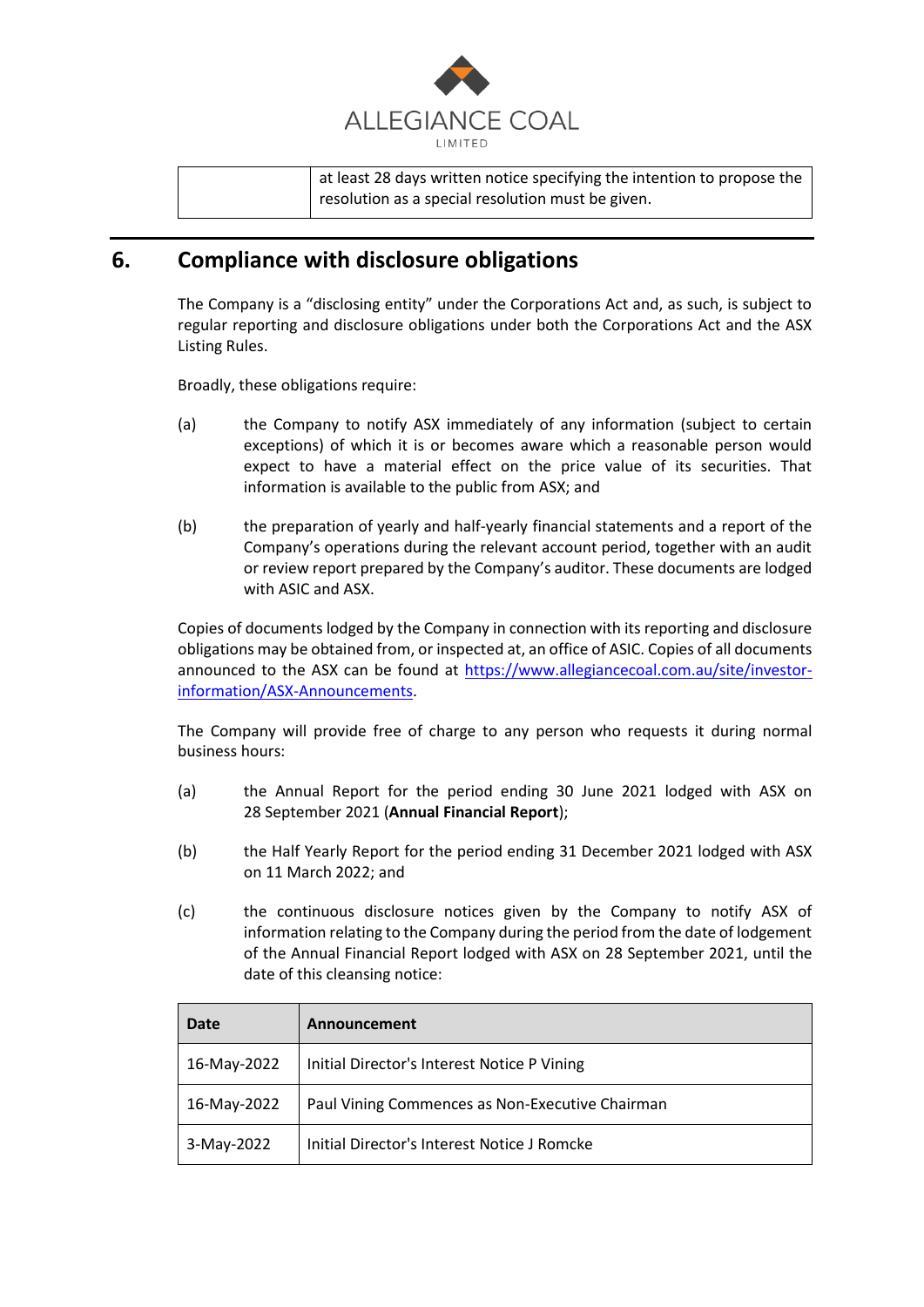|  | at least 28 days written notice specifying the intention to propose the resolution as a special resolution must be given. |
|---|---|

## 6. Compliance with disclosure obligations

The Company is a "disclosing entity" under the Corporations Act and, as such, is subject to regular reporting and disclosure obligations under both the Corporations Act and the ASX Listing Rules.

Broadly, these obligations require:

(a) the Company to notify ASX immediately of any information (subject to certain exceptions) of which it is or becomes aware which a reasonable person would expect to have a material effect on the price value of its securities. That information is available to the public from ASX; and

(b) the preparation of yearly and half-yearly financial statements and a report of the Company's operations during the relevant account period, together with an audit or review report prepared by the Company's auditor. These documents are lodged with ASIC and ASX.

Copies of documents lodged by the Company in connection with its reporting and disclosure obligations may be obtained from, or inspected at, an office of ASIC. Copies of all documents announced to the ASX can be found at https://www.allegiancecoal.com.au/site/investor-information/ASX-Announcements.

The Company will provide free of charge to any person who requests it during normal business hours:

(a) the Annual Report for the period ending 30 June 2021 lodged with ASX on 28 September 2021 (**Annual Financial Report**);

(b) the Half Yearly Report for the period ending 31 December 2021 lodged with ASX on 11 March 2022; and

(c) the continuous disclosure notices given by the Company to notify ASX of information relating to the Company during the period from the date of lodgement of the Annual Financial Report lodged with ASX on 28 September 2021, until the date of this cleansing notice:

| Date | Announcement |
|---|---|
| 16-May-2022 | Initial Director's Interest Notice P Vining |
| 16-May-2022 | Paul Vining Commences as Non-Executive Chairman |
| 3-May-2022 | Initial Director's Interest Notice J Romcke |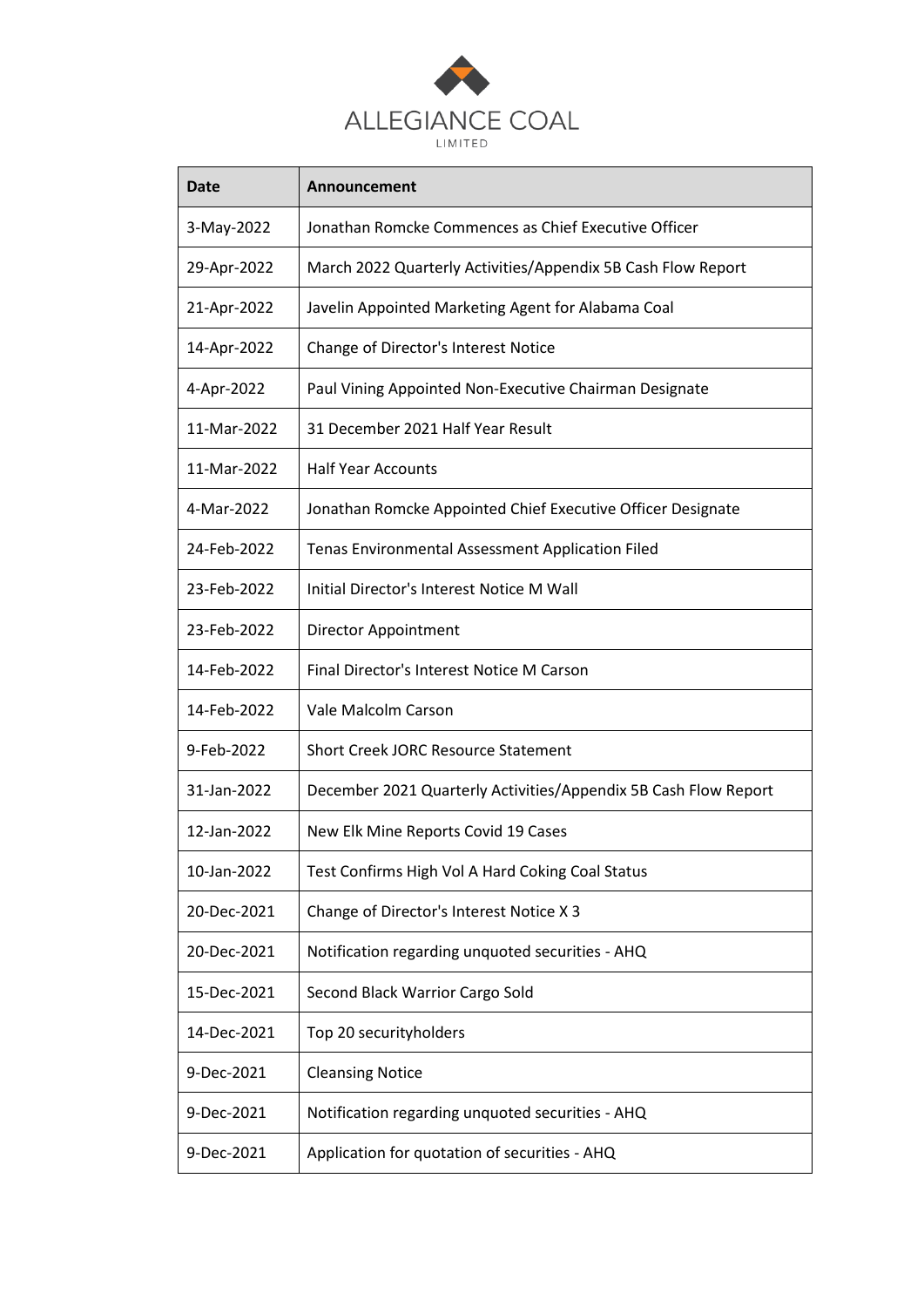ALLEGIANCE COAL

LIMITED

| Date | Announcement |
|---|---|
| 3-May-2022 | Jonathan Romcke Commences as Chief Executive Officer |
| 29-Apr-2022 | March 2022 Quarterly Activities/Appendix 5B Cash Flow Report |
| 21-Apr-2022 | Javelin Appointed Marketing Agent for Alabama Coal |
| 14-Apr-2022 | Change of Director's Interest Notice |
| 4-Apr-2022 | Paul Vining Appointed Non-Executive Chairman Designate |
| 11-Mar-2022 | 31 December 2021 Half Year Result |
| 11-Mar-2022 | Half Year Accounts |
| 4-Mar-2022 | Jonathan Romcke Appointed Chief Executive Officer Designate |
| 24-Feb-2022 | Tenas Environmental Assessment Application Filed |
| 23-Feb-2022 | Initial Director's Interest Notice M Wall |
| 23-Feb-2022 | Director Appointment |
| 14-Feb-2022 | Final Director's Interest Notice M Carson |
| 14-Feb-2022 | Vale Malcolm Carson |
| 9-Feb-2022 | Short Creek JORC Resource Statement |
| 31-Jan-2022 | December 2021 Quarterly Activities/Appendix 5B Cash Flow Report |
| 12-Jan-2022 | New Elk Mine Reports Covid 19 Cases |
| 10-Jan-2022 | Test Confirms High Vol A Hard Coking Coal Status |
| 20-Dec-2021 | Change of Director's Interest Notice X 3 |
| 20-Dec-2021 | Notification regarding unquoted securities - AHQ |
| 15-Dec-2021 | Second Black Warrior Cargo Sold |
| 14-Dec-2021 | Top 20 securityholders |
| 9-Dec-2021 | Cleansing Notice |
| 9-Dec-2021 | Notification regarding unquoted securities - AHQ |
| 9-Dec-2021 | Application for quotation of securities - AHQ |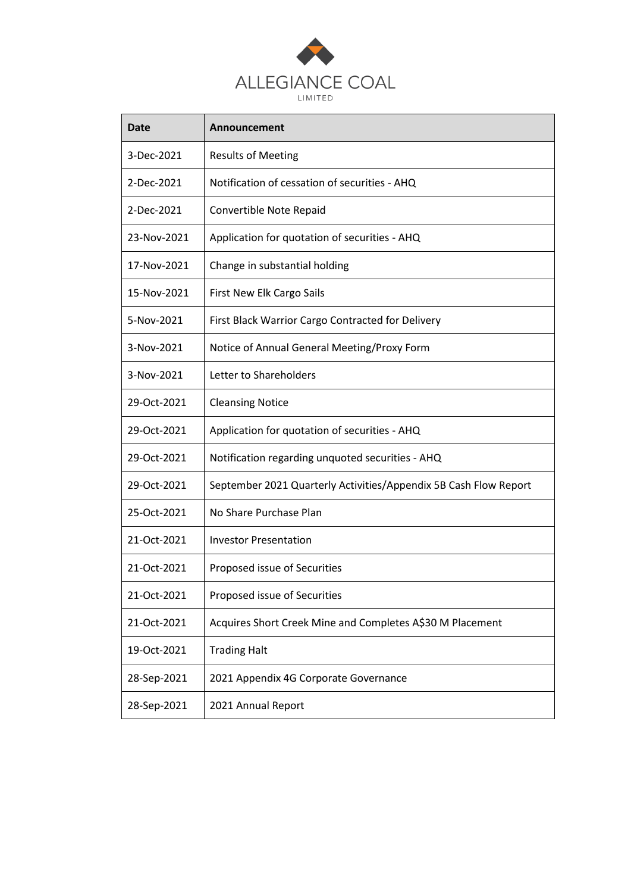ALLEGIANCE COAL
LIMITED

| Date | Announcement |
|---|---|
| 3-Dec-2021 | Results of Meeting |
| 2-Dec-2021 | Notification of cessation of securities - AHQ |
| 2-Dec-2021 | Convertible Note Repaid |
| 23-Nov-2021 | Application for quotation of securities - AHQ |
| 17-Nov-2021 | Change in substantial holding |
| 15-Nov-2021 | First New Elk Cargo Sails |
| 5-Nov-2021 | First Black Warrior Cargo Contracted for Delivery |
| 3-Nov-2021 | Notice of Annual General Meeting/Proxy Form |
| 3-Nov-2021 | Letter to Shareholders |
| 29-Oct-2021 | Cleansing Notice |
| 29-Oct-2021 | Application for quotation of securities - AHQ |
| 29-Oct-2021 | Notification regarding unquoted securities - AHQ |
| 29-Oct-2021 | September 2021 Quarterly Activities/Appendix 5B Cash Flow Report |
| 25-Oct-2021 | No Share Purchase Plan |
| 21-Oct-2021 | Investor Presentation |
| 21-Oct-2021 | Proposed issue of Securities |
| 21-Oct-2021 | Proposed issue of Securities |
| 21-Oct-2021 | Acquires Short Creek Mine and Completes A$30 M Placement |
| 19-Oct-2021 | Trading Halt |
| 28-Sep-2021 | 2021 Appendix 4G Corporate Governance |
| 28-Sep-2021 | 2021 Annual Report |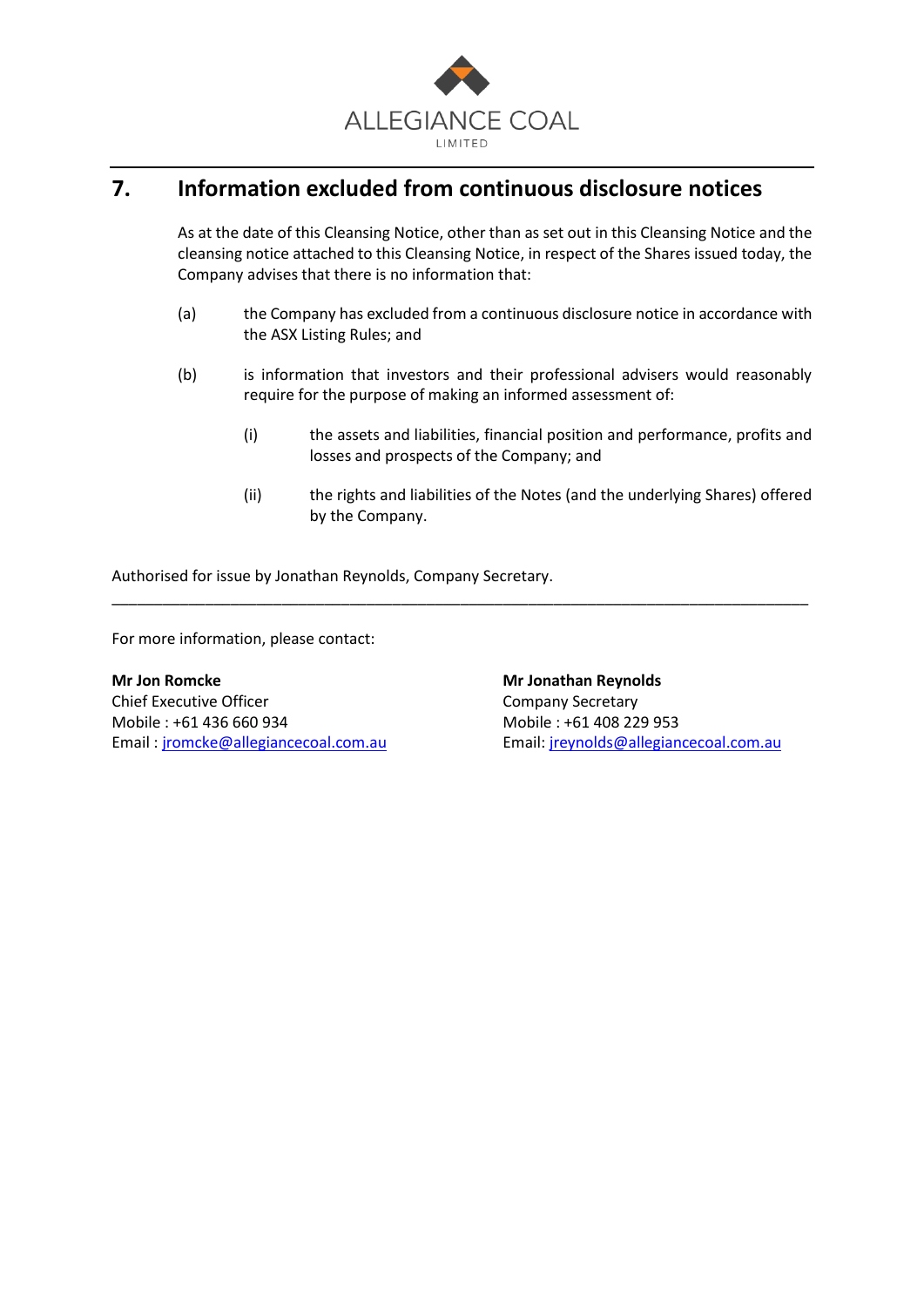## 7. Information excluded from continuous disclosure notices

As at the date of this Cleansing Notice, other than as set out in this Cleansing Notice and the cleansing notice attached to this Cleansing Notice, in respect of the Shares issued today, the Company advises that there is no information that:

(a) the Company has excluded from a continuous disclosure notice in accordance with the ASX Listing Rules; and

(b) is information that investors and their professional advisers would reasonably require for the purpose of making an informed assessment of:

  (i) the assets and liabilities, financial position and performance, profits and losses and prospects of the Company; and

  (ii) the rights and liabilities of the Notes (and the underlying Shares) offered by the Company.

Authorised for issue by Jonathan Reynolds, Company Secretary.

---

For more information, please contact:

**Mr Jon Romcke**
Chief Executive Officer
Mobile : +61 436 660 934
Email : jromcke@allegiancecoal.com.au

**Mr Jonathan Reynolds**
Company Secretary
Mobile : +61 408 229 953
Email: jreynolds@allegiancecoal.com.au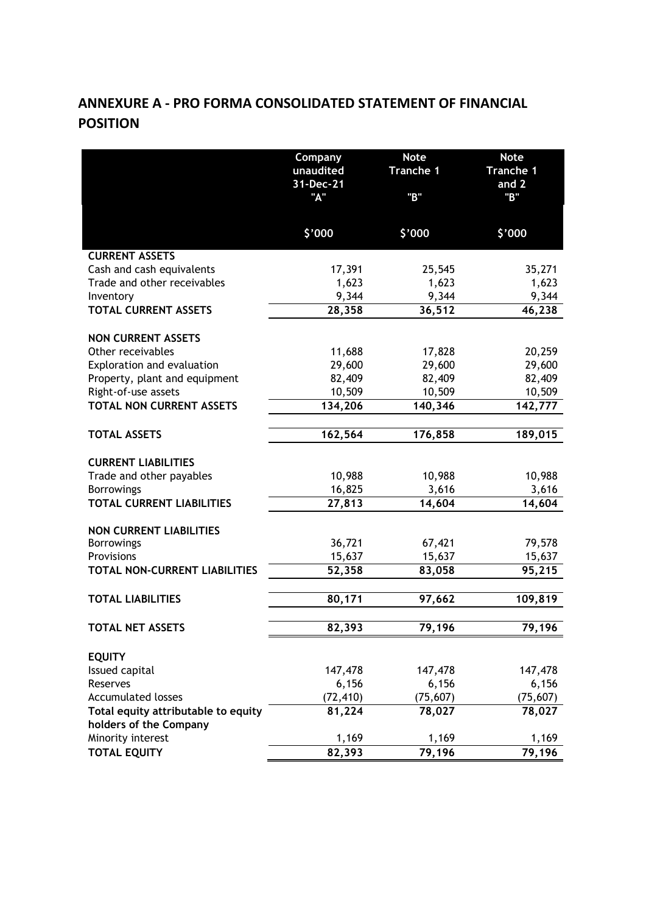# ANNEXURE A - PRO FORMA CONSOLIDATED STATEMENT OF FINANCIAL POSITION

| | Company unaudited 31-Dec-21 "A" | Note Tranche 1 "B" | Note Tranche 1 and 2 "B" |
|---|---|---|---|
| | $'000 | $'000 | $'000 |
| **CURRENT ASSETS** | | | |
| Cash and cash equivalents | 17,391 | 25,545 | 35,271 |
| Trade and other receivables | 1,623 | 1,623 | 1,623 |
| Inventory | 9,344 | 9,344 | 9,344 |
| **TOTAL CURRENT ASSETS** | **28,358** | **36,512** | **46,238** |
| **NON CURRENT ASSETS** | | | |
| Other receivables | 11,688 | 17,828 | 20,259 |
| Exploration and evaluation | 29,600 | 29,600 | 29,600 |
| Property, plant and equipment | 82,409 | 82,409 | 82,409 |
| Right-of-use assets | 10,509 | 10,509 | 10,509 |
| **TOTAL NON CURRENT ASSETS** | **134,206** | **140,346** | **142,777** |
| **TOTAL ASSETS** | **162,564** | **176,858** | **189,015** |
| **CURRENT LIABILITIES** | | | |
| Trade and other payables | 10,988 | 10,988 | 10,988 |
| Borrowings | 16,825 | 3,616 | 3,616 |
| **TOTAL CURRENT LIABILITIES** | **27,813** | **14,604** | **14,604** |
| **NON CURRENT LIABILITIES** | | | |
| Borrowings | 36,721 | 67,421 | 79,578 |
| Provisions | 15,637 | 15,637 | 15,637 |
| **TOTAL NON-CURRENT LIABILITIES** | **52,358** | **83,058** | **95,215** |
| **TOTAL LIABILITIES** | **80,171** | **97,662** | **109,819** |
| **TOTAL NET ASSETS** | **82,393** | **79,196** | **79,196** |
| **EQUITY** | | | |
| Issued capital | 147,478 | 147,478 | 147,478 |
| Reserves | 6,156 | 6,156 | 6,156 |
| Accumulated losses | (72,410) | (75,607) | (75,607) |
| **Total equity attributable to equity holders of the Company** | **81,224** | **78,027** | **78,027** |
| Minority interest | 1,169 | 1,169 | 1,169 |
| **TOTAL EQUITY** | **82,393** | **79,196** | **79,196** |